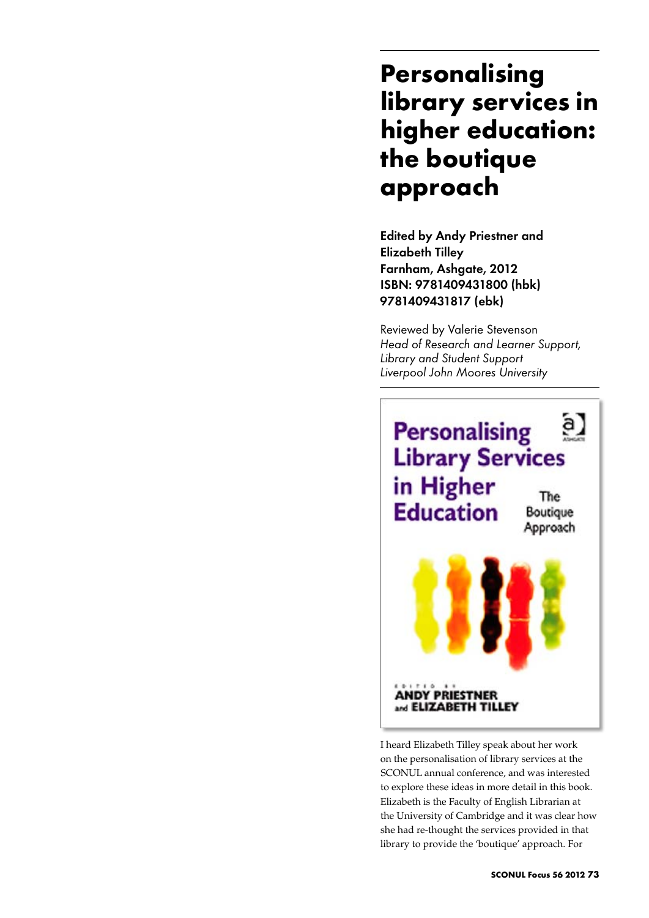# Personalising library services in higher education: the boutique approach

**Edited by Andy Priestner and Elizabeth Tilley**
**Farnham, Ashgate, 2012**
**ISBN: 9781409431800 (hbk) 9781409431817 (ebk)**

Reviewed by Valerie Stevenson
*Head of Research and Learner Support, Library and Student Support*
*Liverpool John Moores University*

I heard Elizabeth Tilley speak about her work on the personalisation of library services at the SCONUL annual conference, and was interested to explore these ideas in more detail in this book. Elizabeth is the Faculty of English Librarian at the University of Cambridge and it was clear how she had re-thought the services provided in that library to provide the 'boutique' approach. For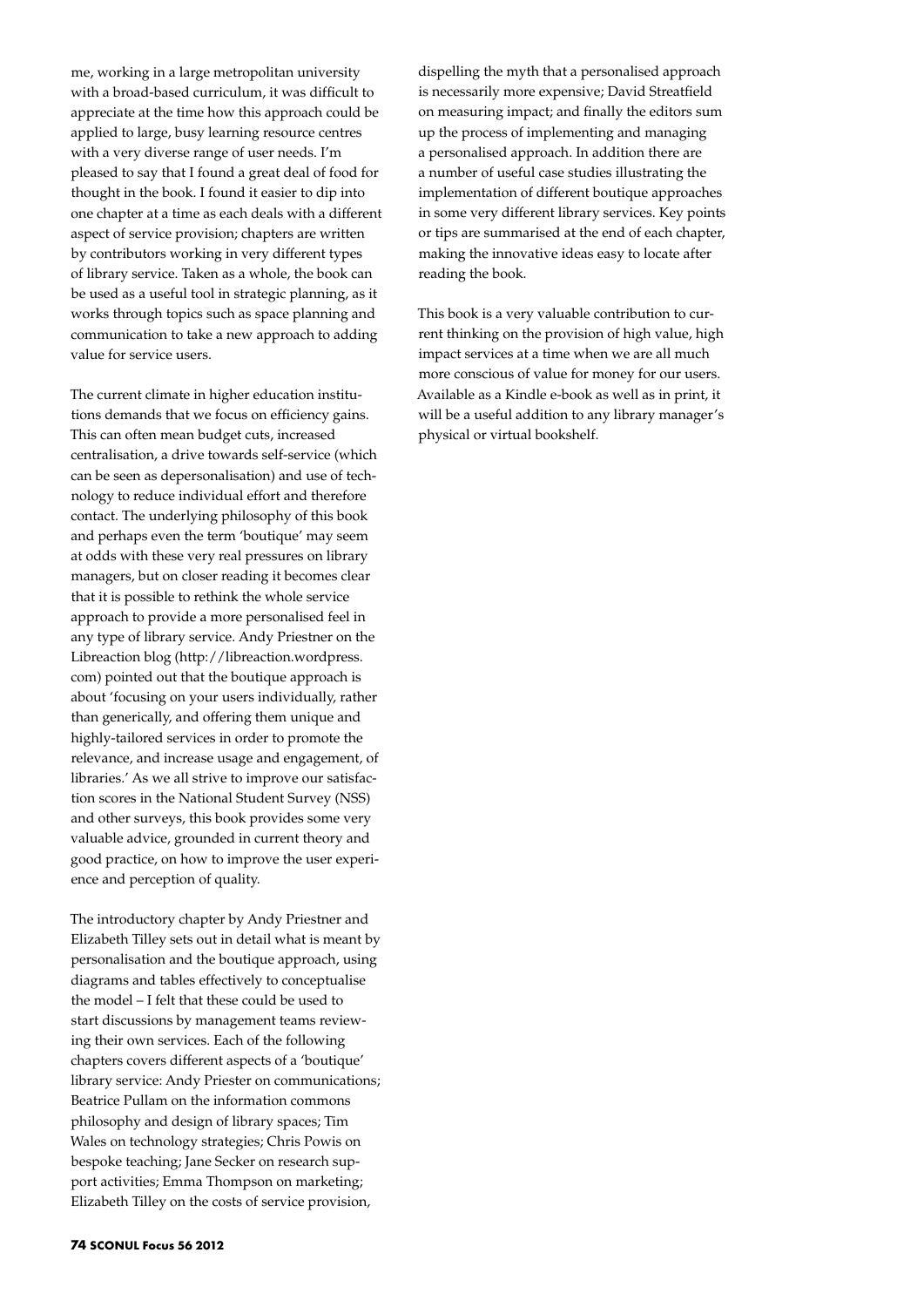me, working in a large metropolitan university with a broad-based curriculum, it was difficult to appreciate at the time how this approach could be applied to large, busy learning resource centres with a very diverse range of user needs. I'm pleased to say that I found a great deal of food for thought in the book. I found it easier to dip into one chapter at a time as each deals with a different aspect of service provision; chapters are written by contributors working in very different types of library service. Taken as a whole, the book can be used as a useful tool in strategic planning, as it works through topics such as space planning and communication to take a new approach to adding value for service users.

The current climate in higher education institutions demands that we focus on efficiency gains. This can often mean budget cuts, increased centralisation, a drive towards self-service (which can be seen as depersonalisation) and use of technology to reduce individual effort and therefore contact. The underlying philosophy of this book and perhaps even the term 'boutique' may seem at odds with these very real pressures on library managers, but on closer reading it becomes clear that it is possible to rethink the whole service approach to provide a more personalised feel in any type of library service. Andy Priestner on the Libreaction blog (http://libreaction.wordpress.com) pointed out that the boutique approach is about 'focusing on your users individually, rather than generically, and offering them unique and highly-tailored services in order to promote the relevance, and increase usage and engagement, of libraries.' As we all strive to improve our satisfaction scores in the National Student Survey (NSS) and other surveys, this book provides some very valuable advice, grounded in current theory and good practice, on how to improve the user experience and perception of quality.

The introductory chapter by Andy Priestner and Elizabeth Tilley sets out in detail what is meant by personalisation and the boutique approach, using diagrams and tables effectively to conceptualise the model – I felt that these could be used to start discussions by management teams reviewing their own services. Each of the following chapters covers different aspects of a 'boutique' library service: Andy Priester on communications; Beatrice Pullam on the information commons philosophy and design of library spaces; Tim Wales on technology strategies; Chris Powis on bespoke teaching; Jane Secker on research support activities; Emma Thompson on marketing; Elizabeth Tilley on the costs of service provision, dispelling the myth that a personalised approach is necessarily more expensive; David Streatfield on measuring impact; and finally the editors sum up the process of implementing and managing a personalised approach. In addition there are a number of useful case studies illustrating the implementation of different boutique approaches in some very different library services. Key points or tips are summarised at the end of each chapter, making the innovative ideas easy to locate after reading the book.

This book is a very valuable contribution to current thinking on the provision of high value, high impact services at a time when we are all much more conscious of value for money for our users. Available as a Kindle e-book as well as in print, it will be a useful addition to any library manager's physical or virtual bookshelf.